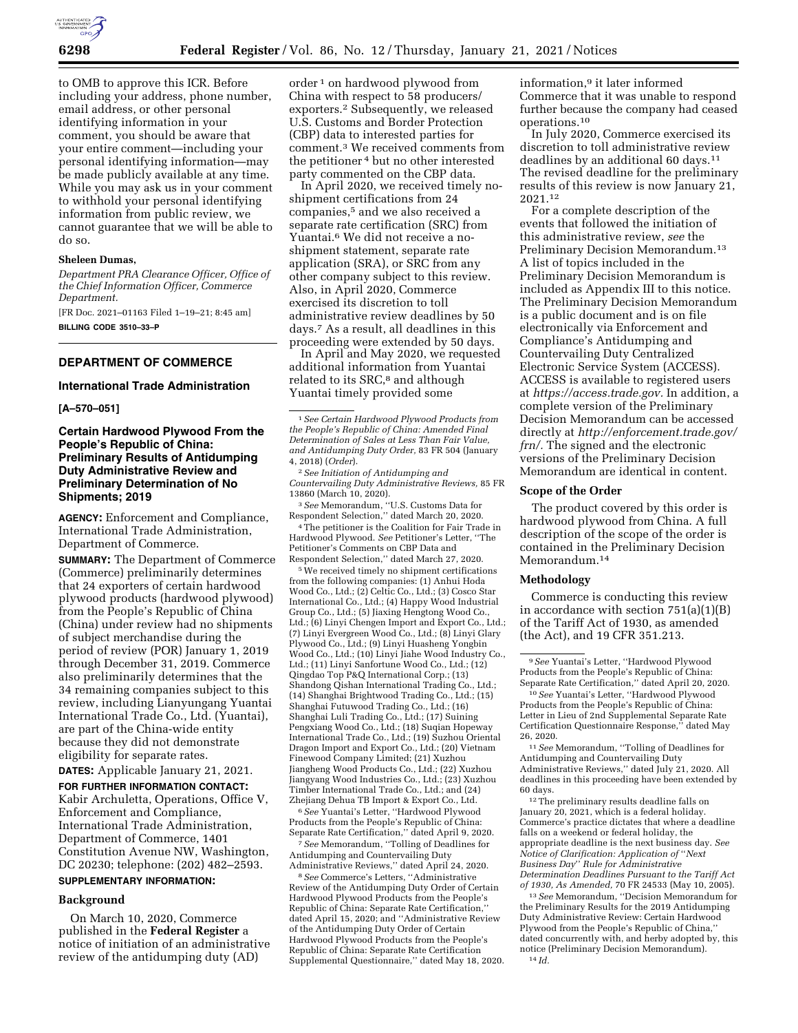to OMB to approve this ICR. Before including your address, phone number, email address, or other personal identifying information in your comment, you should be aware that your entire comment—including your personal identifying information—may be made publicly available at any time. While you may ask us in your comment to withhold your personal identifying information from public review, we cannot guarantee that we will be able to do so.

**Sheleen Dumas,**

*Department PRA Clearance Officer, Office of the Chief Information Officer, Commerce Department.*

[FR Doc. 2021–01163 Filed 1–19–21; 8:45 am]

**BILLING CODE 3510–33–P**

## DEPARTMENT OF COMMERCE

### International Trade Administration

**[A–570–051]**

### Certain Hardwood Plywood From the People's Republic of China: Preliminary Results of Antidumping Duty Administrative Review and Preliminary Determination of No Shipments; 2019

**AGENCY:** Enforcement and Compliance, International Trade Administration, Department of Commerce.

**SUMMARY:** The Department of Commerce (Commerce) preliminarily determines that 24 exporters of certain hardwood plywood products (hardwood plywood) from the People's Republic of China (China) under review had no shipments of subject merchandise during the period of review (POR) January 1, 2019 through December 31, 2019. Commerce also preliminarily determines that the 34 remaining companies subject to this review, including Lianyungang Yuantai International Trade Co., Ltd. (Yuantai), are part of the China-wide entity because they did not demonstrate eligibility for separate rates.

**DATES:** Applicable January 21, 2021.

**FOR FURTHER INFORMATION CONTACT:** Kabir Archuletta, Operations, Office V, Enforcement and Compliance, International Trade Administration, Department of Commerce, 1401 Constitution Avenue NW, Washington, DC 20230; telephone: (202) 482–2593.

**SUPPLEMENTARY INFORMATION:**

#### Background

On March 10, 2020, Commerce published in the **Federal Register** a notice of initiation of an administrative review of the antidumping duty (AD) order [1] on hardwood plywood from China with respect to 58 producers/exporters.[2] Subsequently, we released U.S. Customs and Border Protection (CBP) data to interested parties for comment.[3] We received comments from the petitioner [4] but no other interested party commented on the CBP data.

In April 2020, we received timely no-shipment certifications from 24 companies,[5] and we also received a separate rate certification (SRC) from Yuantai.[6] We did not receive a no-shipment statement, separate rate application (SRA), or SRC from any other company subject to this review. Also, in April 2020, Commerce exercised its discretion to toll administrative review deadlines by 50 days.[7] As a result, all deadlines in this proceeding were extended by 50 days.

In April and May 2020, we requested additional information from Yuantai related to its SRC,[8] and although Yuantai timely provided some information,[9] it later informed Commerce that it was unable to respond further because the company had ceased operations.[10]

In July 2020, Commerce exercised its discretion to toll administrative review deadlines by an additional 60 days.[11] The revised deadline for the preliminary results of this review is now January 21, 2021.[12]

For a complete description of the events that followed the initiation of this administrative review, *see* the Preliminary Decision Memorandum.[13] A list of topics included in the Preliminary Decision Memorandum is included as Appendix III to this notice. The Preliminary Decision Memorandum is a public document and is on file electronically via Enforcement and Compliance's Antidumping and Countervailing Duty Centralized Electronic Service System (ACCESS). ACCESS is available to registered users at *https://access.trade.gov.* In addition, a complete version of the Preliminary Decision Memorandum can be accessed directly at *http://enforcement.trade.gov/frn/.* The signed and the electronic versions of the Preliminary Decision Memorandum are identical in content.

#### Scope of the Order

The product covered by this order is hardwood plywood from China. A full description of the scope of the order is contained in the Preliminary Decision Memorandum.[14]

#### Methodology

Commerce is conducting this review in accordance with section 751(a)(1)(B) of the Tariff Act of 1930, as amended (the Act), and 19 CFR 351.213.

---

[1] *See Certain Hardwood Plywood Products from the People's Republic of China: Amended Final Determination of Sales at Less Than Fair Value, and Antidumping Duty Order,* 83 FR 504 (January 4, 2018) (*Order*).

[2] *See Initiation of Antidumping and Countervailing Duty Administrative Reviews,* 85 FR 13860 (March 10, 2020).

[3] *See* Memorandum, ''U.S. Customs Data for Respondent Selection,'' dated March 20, 2020.

[4] The petitioner is the Coalition for Fair Trade in Hardwood Plywood. *See* Petitioner's Letter, ''The Petitioner's Comments on CBP Data and Respondent Selection,'' dated March 27, 2020.

[5] We received timely no shipment certifications from the following companies: (1) Anhui Hoda Wood Co., Ltd.; (2) Celtic Co., Ltd.; (3) Cosco Star International Co., Ltd.; (4) Happy Wood Industrial Group Co., Ltd.; (5) Jiaxing Hengtong Wood Co., Ltd.; (6) Linyi Chengen Import and Export Co., Ltd.; (7) Linyi Evergreen Wood Co., Ltd.; (8) Linyi Glary Plywood Co., Ltd.; (9) Linyi Huasheng Yongbin Wood Co., Ltd.; (10) Linyi Jiahe Wood Industry Co., Ltd.; (11) Linyi Sanfortune Wood Co., Ltd.; (12) Qingdao Top P&Q International Corp.; (13) Shandong Qishan International Trading Co., Ltd.; (14) Shanghai Brightwood Trading Co., Ltd.; (15) Shanghai Futuwood Trading Co., Ltd.; (16) Shanghai Luli Trading Co., Ltd.; (17) Suining Pengxiang Wood Co., Ltd.; (18) Suqian Hopeway International Trade Co., Ltd.; (19) Suzhou Oriental Dragon Import and Export Co., Ltd.; (20) Vietnam Finewood Company Limited; (21) Xuzhou Jiangheng Wood Products Co., Ltd.; (22) Xuzhou Jiangyang Wood Industries Co., Ltd.; (23) Xuzhou Timber International Trade Co., Ltd.; and (24) Zhejiang Dehua TB Import & Export Co., Ltd.

[6] *See* Yuantai's Letter, ''Hardwood Plywood Products from the People's Republic of China: Separate Rate Certification,'' dated April 9, 2020.

[7] *See* Memorandum, ''Tolling of Deadlines for Antidumping and Countervailing Duty Administrative Reviews,'' dated April 24, 2020.

[8] *See* Commerce's Letters, ''Administrative Review of the Antidumping Duty Order of Certain Hardwood Plywood Products from the People's Republic of China: Separate Rate Certification,'' dated April 15, 2020; and ''Administrative Review of the Antidumping Duty Order of Certain Hardwood Plywood Products from the People's Republic of China: Separate Rate Certification Supplemental Questionnaire,'' dated May 18, 2020.

[9] *See* Yuantai's Letter, ''Hardwood Plywood Products from the People's Republic of China: Separate Rate Certification,'' dated April 20, 2020.

[10] *See* Yuantai's Letter, ''Hardwood Plywood Products from the People's Republic of China: Letter in Lieu of 2nd Supplemental Separate Rate Certification Questionnaire Response,'' dated May 26, 2020.

[11] *See* Memorandum, ''Tolling of Deadlines for Antidumping and Countervailing Duty Administrative Reviews,'' dated July 21, 2020. All deadlines in this proceeding have been extended by 60 days.

[12] The preliminary results deadline falls on January 20, 2021, which is a federal holiday. Commerce's practice dictates that where a deadline falls on a weekend or federal holiday, the appropriate deadline is the next business day. *See Notice of Clarification: Application of ''Next Business Day'' Rule for Administrative Determination Deadlines Pursuant to the Tariff Act of 1930, As Amended,* 70 FR 24533 (May 10, 2005).

[13] *See* Memorandum, ''Decision Memorandum for the Preliminary Results for the 2019 Antidumping Duty Administrative Review: Certain Hardwood Plywood from the People's Republic of China,'' dated concurrently with, and herby adopted by, this notice (Preliminary Decision Memorandum).

[14] *Id.*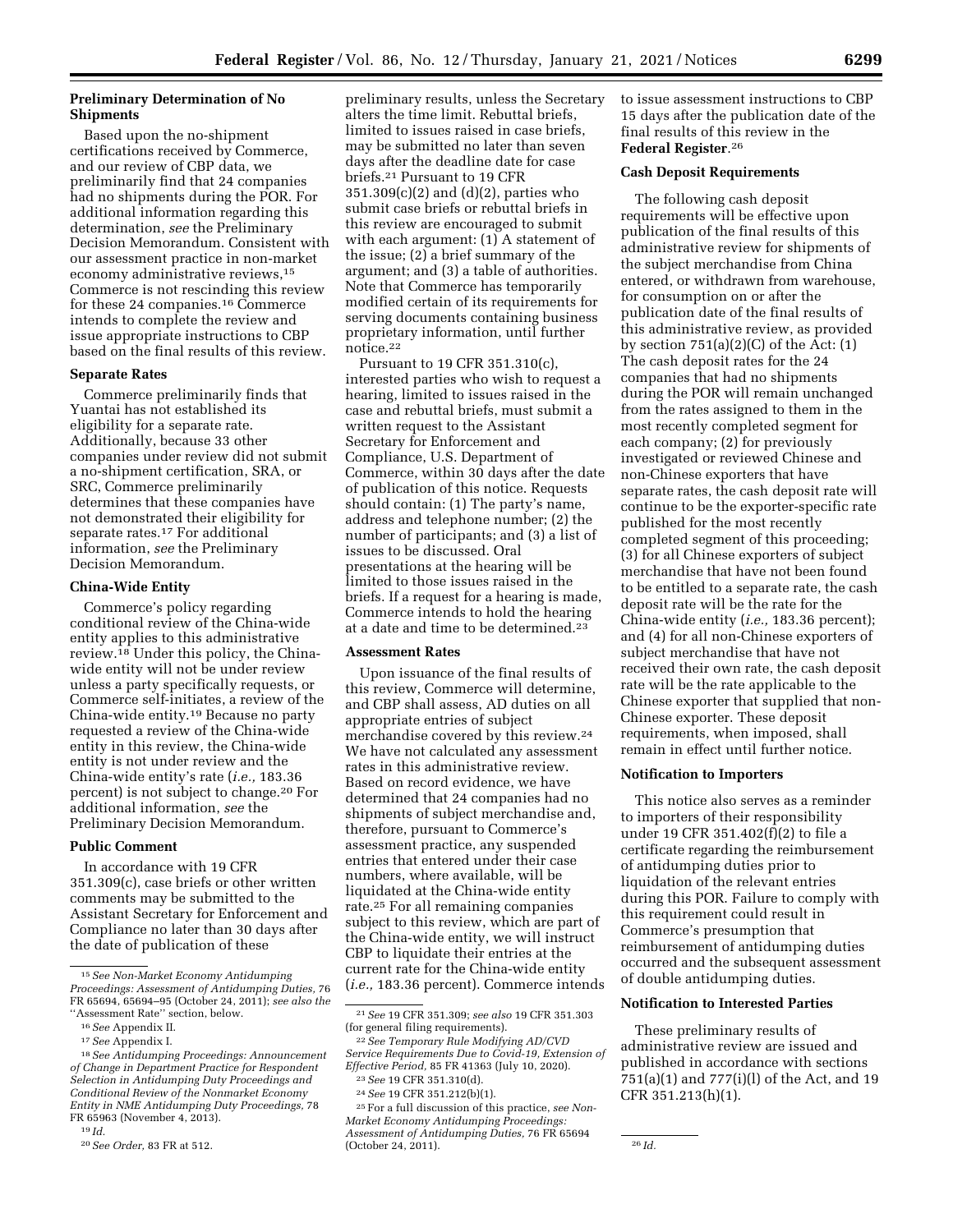## Preliminary Determination of No Shipments

Based upon the no-shipment certifications received by Commerce, and our review of CBP data, we preliminarily find that 24 companies had no shipments during the POR. For additional information regarding this determination, *see* the Preliminary Decision Memorandum. Consistent with our assessment practice in non-market economy administrative reviews,[15] Commerce is not rescinding this review for these 24 companies.[16] Commerce intends to complete the review and issue appropriate instructions to CBP based on the final results of this review.

## Separate Rates

Commerce preliminarily finds that Yuantai has not established its eligibility for a separate rate. Additionally, because 33 other companies under review did not submit a no-shipment certification, SRA, or SRC, Commerce preliminarily determines that these companies have not demonstrated their eligibility for separate rates.[17] For additional information, *see* the Preliminary Decision Memorandum.

## China-Wide Entity

Commerce's policy regarding conditional review of the China-wide entity applies to this administrative review.[18] Under this policy, the China-wide entity will not be under review unless a party specifically requests, or Commerce self-initiates, a review of the China-wide entity.[19] Because no party requested a review of the China-wide entity in this review, the China-wide entity is not under review and the China-wide entity's rate (*i.e.,* 183.36 percent) is not subject to change.[20] For additional information, *see* the Preliminary Decision Memorandum.

## Public Comment

In accordance with 19 CFR 351.309(c), case briefs or other written comments may be submitted to the Assistant Secretary for Enforcement and Compliance no later than 30 days after the date of publication of these preliminary results, unless the Secretary alters the time limit. Rebuttal briefs, limited to issues raised in case briefs, may be submitted no later than seven days after the deadline date for case briefs.[21] Pursuant to 19 CFR 351.309(c)(2) and (d)(2), parties who submit case briefs or rebuttal briefs in this review are encouraged to submit with each argument: (1) A statement of the issue; (2) a brief summary of the argument; and (3) a table of authorities. Note that Commerce has temporarily modified certain of its requirements for serving documents containing business proprietary information, until further notice.[22]

Pursuant to 19 CFR 351.310(c), interested parties who wish to request a hearing, limited to issues raised in the case and rebuttal briefs, must submit a written request to the Assistant Secretary for Enforcement and Compliance, U.S. Department of Commerce, within 30 days after the date of publication of this notice. Requests should contain: (1) The party's name, address and telephone number; (2) the number of participants; and (3) a list of issues to be discussed. Oral presentations at the hearing will be limited to those issues raised in the briefs. If a request for a hearing is made, Commerce intends to hold the hearing at a date and time to be determined.[23]

## Assessment Rates

Upon issuance of the final results of this review, Commerce will determine, and CBP shall assess, AD duties on all appropriate entries of subject merchandise covered by this review.[24] We have not calculated any assessment rates in this administrative review. Based on record evidence, we have determined that 24 companies had no shipments of subject merchandise and, therefore, pursuant to Commerce's assessment practice, any suspended entries that entered under their case numbers, where available, will be liquidated at the China-wide entity rate.[25] For all remaining companies subject to this review, which are part of the China-wide entity, we will instruct CBP to liquidate their entries at the current rate for the China-wide entity (*i.e.,* 183.36 percent). Commerce intends to issue assessment instructions to CBP 15 days after the publication date of the final results of this review in the **Federal Register**.[26]

## Cash Deposit Requirements

The following cash deposit requirements will be effective upon publication of the final results of this administrative review for shipments of the subject merchandise from China entered, or withdrawn from warehouse, for consumption on or after the publication date of the final results of this administrative review, as provided by section 751(a)(2)(C) of the Act: (1) The cash deposit rates for the 24 companies that had no shipments during the POR will remain unchanged from the rates assigned to them in the most recently completed segment for each company; (2) for previously investigated or reviewed Chinese and non-Chinese exporters that have separate rates, the cash deposit rate will continue to be the exporter-specific rate published for the most recently completed segment of this proceeding; (3) for all Chinese exporters of subject merchandise that have not been found to be entitled to a separate rate, the cash deposit rate will be the rate for the China-wide entity (*i.e.,* 183.36 percent); and (4) for all non-Chinese exporters of subject merchandise that have not received their own rate, the cash deposit rate will be the rate applicable to the Chinese exporter that supplied that non-Chinese exporter. These deposit requirements, when imposed, shall remain in effect until further notice.

## Notification to Importers

This notice also serves as a reminder to importers of their responsibility under 19 CFR 351.402(f)(2) to file a certificate regarding the reimbursement of antidumping duties prior to liquidation of the relevant entries during this POR. Failure to comply with this requirement could result in Commerce's presumption that reimbursement of antidumping duties occurred and the subsequent assessment of double antidumping duties.

## Notification to Interested Parties

These preliminary results of administrative review are issued and published in accordance with sections 751(a)(1) and 777(i)(l) of the Act, and 19 CFR 351.213(h)(1).

---

[15] *See Non-Market Economy Antidumping Proceedings: Assessment of Antidumping Duties,* 76 FR 65694, 65694–95 (October 24, 2011); *see also* the ''Assessment Rate'' section, below.

[16] *See* Appendix II.

[17] *See* Appendix I.

[18] *See Antidumping Proceedings: Announcement of Change in Department Practice for Respondent Selection in Antidumping Duty Proceedings and Conditional Review of the Nonmarket Economy Entity in NME Antidumping Duty Proceedings,* 78 FR 65963 (November 4, 2013).

[19] *Id.*

[20] *See Order,* 83 FR at 512.

[21] *See* 19 CFR 351.309; *see also* 19 CFR 351.303 (for general filing requirements).

[22] *See Temporary Rule Modifying AD/CVD Service Requirements Due to Covid-19, Extension of Effective Period,* 85 FR 41363 (July 10, 2020).

[23] *See* 19 CFR 351.310(d).

[24] *See* 19 CFR 351.212(b)(1).

[25] For a full discussion of this practice, *see Non-Market Economy Antidumping Proceedings: Assessment of Antidumping Duties,* 76 FR 65694 (October 24, 2011).

[26] *Id.*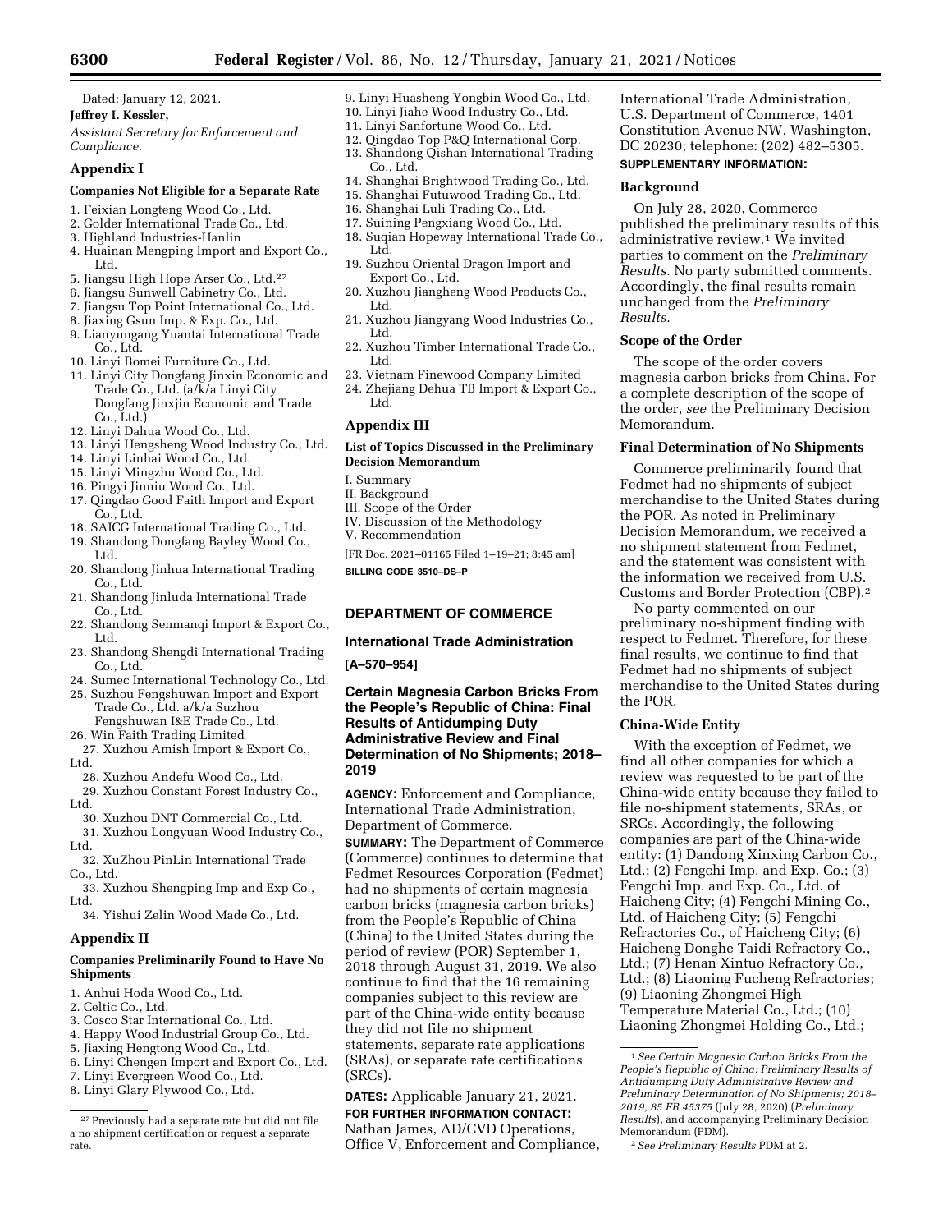Dated: January 12, 2021.

**Jeffrey I. Kessler,**

*Assistant Secretary for Enforcement and Compliance.*

## Appendix I

### Companies Not Eligible for a Separate Rate

1. Feixian Longteng Wood Co., Ltd.
2. Golder International Trade Co., Ltd.
3. Highland Industries-Hanlin
4. Huainan Mengping Import and Export Co., Ltd.
5. Jiangsu High Hope Arser Co., Ltd.[27]
6. Jiangsu Sunwell Cabinetry Co., Ltd.
7. Jiangsu Top Point International Co., Ltd.
8. Jiaxing Gsun Imp. & Exp. Co., Ltd.
9. Lianyungang Yuantai International Trade Co., Ltd.
10. Linyi Bomei Furniture Co., Ltd.
11. Linyi City Dongfang Jinxin Economic and Trade Co., Ltd. (a/k/a Linyi City Dongfang Jinxjin Economic and Trade Co., Ltd.)
12. Linyi Dahua Wood Co., Ltd.
13. Linyi Hengsheng Wood Industry Co., Ltd.
14. Linyi Linhai Wood Co., Ltd.
15. Linyi Mingzhu Wood Co., Ltd.
16. Pingyi Jinniu Wood Co., Ltd.
17. Qingdao Good Faith Import and Export Co., Ltd.
18. SAICG International Trading Co., Ltd.
19. Shandong Dongfang Bayley Wood Co., Ltd.
20. Shandong Jinhua International Trading Co., Ltd.
21. Shandong Jinluda International Trade Co., Ltd.
22. Shandong Senmanqi Import & Export Co., Ltd.
23. Shandong Shengdi International Trading Co., Ltd.
24. Sumec International Technology Co., Ltd.
25. Suzhou Fengshuwan Import and Export Trade Co., Ltd. a/k/a Suzhou Fengshuwan I&E Trade Co., Ltd.
26. Win Faith Trading Limited
27. Xuzhou Amish Import & Export Co., Ltd.
28. Xuzhou Andefu Wood Co., Ltd.
29. Xuzhou Constant Forest Industry Co., Ltd.
30. Xuzhou DNT Commercial Co., Ltd.
31. Xuzhou Longyuan Wood Industry Co., Ltd.
32. XuZhou PinLin International Trade Co., Ltd.
33. Xuzhou Shengping Imp and Exp Co., Ltd.
34. Yishui Zelin Wood Made Co., Ltd.

[27] Previously had a separate rate but did not file a no shipment certification or request a separate rate.

## Appendix II

### Companies Preliminarily Found to Have No Shipments

1. Anhui Hoda Wood Co., Ltd.
2. Celtic Co., Ltd.
3. Cosco Star International Co., Ltd.
4. Happy Wood Industrial Group Co., Ltd.
5. Jiaxing Hengtong Wood Co., Ltd.
6. Linyi Chengen Import and Export Co., Ltd.
7. Linyi Evergreen Wood Co., Ltd.
8. Linyi Glary Plywood Co., Ltd.
9. Linyi Huasheng Yongbin Wood Co., Ltd.
10. Linyi Jiahe Wood Industry Co., Ltd.
11. Linyi Sanfortune Wood Co., Ltd.
12. Qingdao Top P&Q International Corp.
13. Shandong Qishan International Trading Co., Ltd.
14. Shanghai Brightwood Trading Co., Ltd.
15. Shanghai Futuwood Trading Co., Ltd.
16. Shanghai Luli Trading Co., Ltd.
17. Suining Pengxiang Wood Co., Ltd.
18. Suqian Hopeway International Trade Co., Ltd.
19. Suzhou Oriental Dragon Import and Export Co., Ltd.
20. Xuzhou Jiangheng Wood Products Co., Ltd.
21. Xuzhou Jiangyang Wood Industries Co., Ltd.
22. Xuzhou Timber International Trade Co., Ltd.
23. Vietnam Finewood Company Limited
24. Zhejiang Dehua TB Import & Export Co., Ltd.

## Appendix III

### List of Topics Discussed in the Preliminary Decision Memorandum

I. Summary
II. Background
III. Scope of the Order
IV. Discussion of the Methodology
V. Recommendation

[FR Doc. 2021–01165 Filed 1–19–21; 8:45 am]

**BILLING CODE 3510–DS–P**

---

# DEPARTMENT OF COMMERCE

## International Trade Administration

**[A–570–954]**

## Certain Magnesia Carbon Bricks From the People's Republic of China: Final Results of Antidumping Duty Administrative Review and Final Determination of No Shipments; 2018–2019

**AGENCY:** Enforcement and Compliance, International Trade Administration, Department of Commerce.

**SUMMARY:** The Department of Commerce (Commerce) continues to determine that Fedmet Resources Corporation (Fedmet) had no shipments of certain magnesia carbon bricks (magnesia carbon bricks) from the People's Republic of China (China) to the United States during the period of review (POR) September 1, 2018 through August 31, 2019. We also continue to find that the 16 remaining companies subject to this review are part of the China-wide entity because they did not file no shipment statements, separate rate applications (SRAs), or separate rate certifications (SRCs).

**DATES:** Applicable January 21, 2021.

**FOR FURTHER INFORMATION CONTACT:** Nathan James, AD/CVD Operations, Office V, Enforcement and Compliance, International Trade Administration, U.S. Department of Commerce, 1401 Constitution Avenue NW, Washington, DC 20230; telephone: (202) 482–5305.

**SUPPLEMENTARY INFORMATION:**

### Background

On July 28, 2020, Commerce published the preliminary results of this administrative review.[1] We invited parties to comment on the *Preliminary Results.* No party submitted comments. Accordingly, the final results remain unchanged from the *Preliminary Results.*

### Scope of the Order

The scope of the order covers magnesia carbon bricks from China. For a complete description of the scope of the order, *see* the Preliminary Decision Memorandum.

### Final Determination of No Shipments

Commerce preliminarily found that Fedmet had no shipments of subject merchandise to the United States during the POR. As noted in Preliminary Decision Memorandum, we received a no shipment statement from Fedmet, and the statement was consistent with the information we received from U.S. Customs and Border Protection (CBP).[2]

No party commented on our preliminary no-shipment finding with respect to Fedmet. Therefore, for these final results, we continue to find that Fedmet had no shipments of subject merchandise to the United States during the POR.

### China-Wide Entity

With the exception of Fedmet, we find all other companies for which a review was requested to be part of the China-wide entity because they failed to file no-shipment statements, SRAs, or SRCs. Accordingly, the following companies are part of the China-wide entity: (1) Dandong Xinxing Carbon Co., Ltd.; (2) Fengchi Imp. and Exp. Co.; (3) Fengchi Imp. and Exp. Co., Ltd. of Haicheng City; (4) Fengchi Mining Co., Ltd. of Haicheng City; (5) Fengchi Refractories Co., of Haicheng City; (6) Haicheng Donghe Taidi Refractory Co., Ltd.; (7) Henan Xintuo Refractory Co., Ltd.; (8) Liaoning Fucheng Refractories; (9) Liaoning Zhongmei High Temperature Material Co., Ltd.; (10) Liaoning Zhongmei Holding Co., Ltd.;

[1] *See Certain Magnesia Carbon Bricks From the People's Republic of China: Preliminary Results of Antidumping Duty Administrative Review and Preliminary Determination of No Shipments; 2018–2019, 85 FR 45375* (July 28, 2020) (*Preliminary Results*), and accompanying Preliminary Decision Memorandum (PDM).

[2] *See Preliminary Results* PDM at 2.